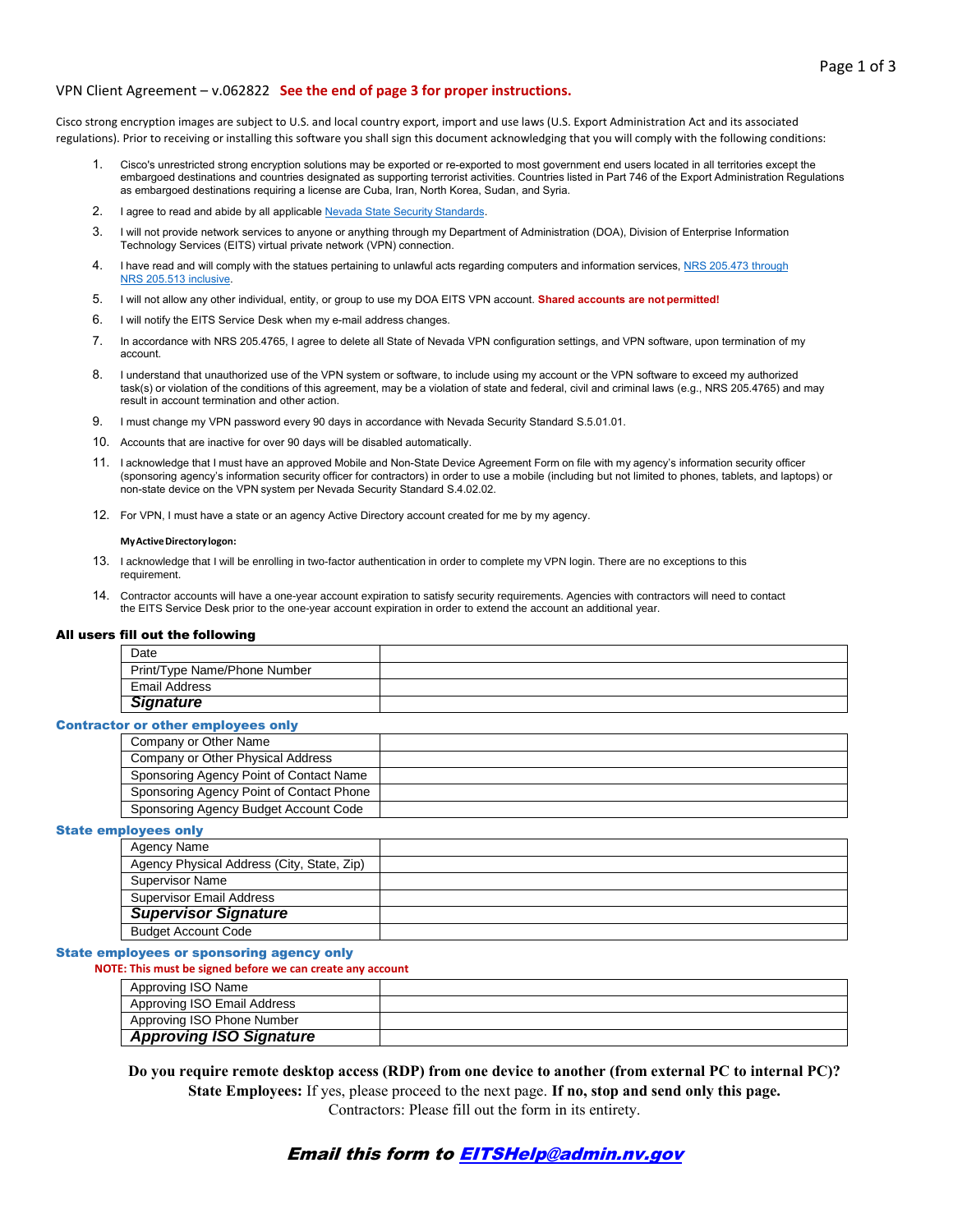VPN Client Agreement – v.062822 **See the end of page 3 for proper instructions.**

Cisco strong encryption images are subject to U.S. and local country export, import and use laws (U.S. Export Administration Act and its associated regulations). Prior to receiving or installing this software you shall sign this document acknowledging that you will comply with the following conditions:

1. Cisco's unrestricted strong encryption solutions may be exported or re-exported to most government end users located in all territories except the embargoed destinations and countries designated as supporting terrorist activities. Countries listed in Part 746 of the Export Administration Regulations as embargoed destinations requiring a license are Cuba, Iran, North Korea, Sudan, and Syria.
2. I agree to read and abide by all applicable Nevada State Security Standards.
3. I will not provide network services to anyone or anything through my Department of Administration (DOA), Division of Enterprise Information Technology Services (EITS) virtual private network (VPN) connection.
4. I have read and will comply with the statues pertaining to unlawful acts regarding computers and information services, NRS 205.473 through NRS 205.513 inclusive.
5. I will not allow any other individual, entity, or group to use my DOA EITS VPN account. **Shared accounts are not permitted!**
6. I will notify the EITS Service Desk when my e-mail address changes.
7. In accordance with NRS 205.4765, I agree to delete all State of Nevada VPN configuration settings, and VPN software, upon termination of my account.
8. I understand that unauthorized use of the VPN system or software, to include using my account or the VPN software to exceed my authorized task(s) or violation of the conditions of this agreement, may be a violation of state and federal, civil and criminal laws (e.g., NRS 205.4765) and may result in account termination and other action.
9. I must change my VPN password every 90 days in accordance with Nevada Security Standard S.5.01.01.
10. Accounts that are inactive for over 90 days will be disabled automatically.
11. I acknowledge that I must have an approved Mobile and Non-State Device Agreement Form on file with my agency's information security officer (sponsoring agency's information security officer for contractors) in order to use a mobile (including but not limited to phones, tablets, and laptops) or non-state device on the VPN system per Nevada Security Standard S.4.02.02.
12. For VPN, I must have a state or an agency Active Directory account created for me by my agency.

    **My Active Directory logon:**

13. I acknowledge that I will be enrolling in two-factor authentication in order to complete my VPN login. There are no exceptions to this requirement.
14. Contractor accounts will have a one-year account expiration to satisfy security requirements. Agencies with contractors will need to contact the EITS Service Desk prior to the one-year account expiration in order to extend the account an additional year.

**All users fill out the following**

| | |
|---|---|
| Date | |
| Print/Type Name/Phone Number | |
| Email Address | |
| ***Signature*** | |

**Contractor or other employees only**

| | |
|---|---|
| Company or Other Name | |
| Company or Other Physical Address | |
| Sponsoring Agency Point of Contact Name | |
| Sponsoring Agency Point of Contact Phone | |
| Sponsoring Agency Budget Account Code | |

**State employees only**

| | |
|---|---|
| Agency Name | |
| Agency Physical Address (City, State, Zip) | |
| Supervisor Name | |
| Supervisor Email Address | |
| ***Supervisor Signature*** | |
| Budget Account Code | |

**State employees or sponsoring agency only**

**NOTE: This must be signed before we can create any account**

| | |
|---|---|
| Approving ISO Name | |
| Approving ISO Email Address | |
| Approving ISO Phone Number | |
| ***Approving ISO Signature*** | |

**Do you require remote desktop access (RDP) from one device to another (from external PC to internal PC)?**
**State Employees:** If yes, please proceed to the next page. **If no, stop and send only this page.**
Contractors: Please fill out the form in its entirety.

***Email this form to EITSHelp@admin.nv.gov***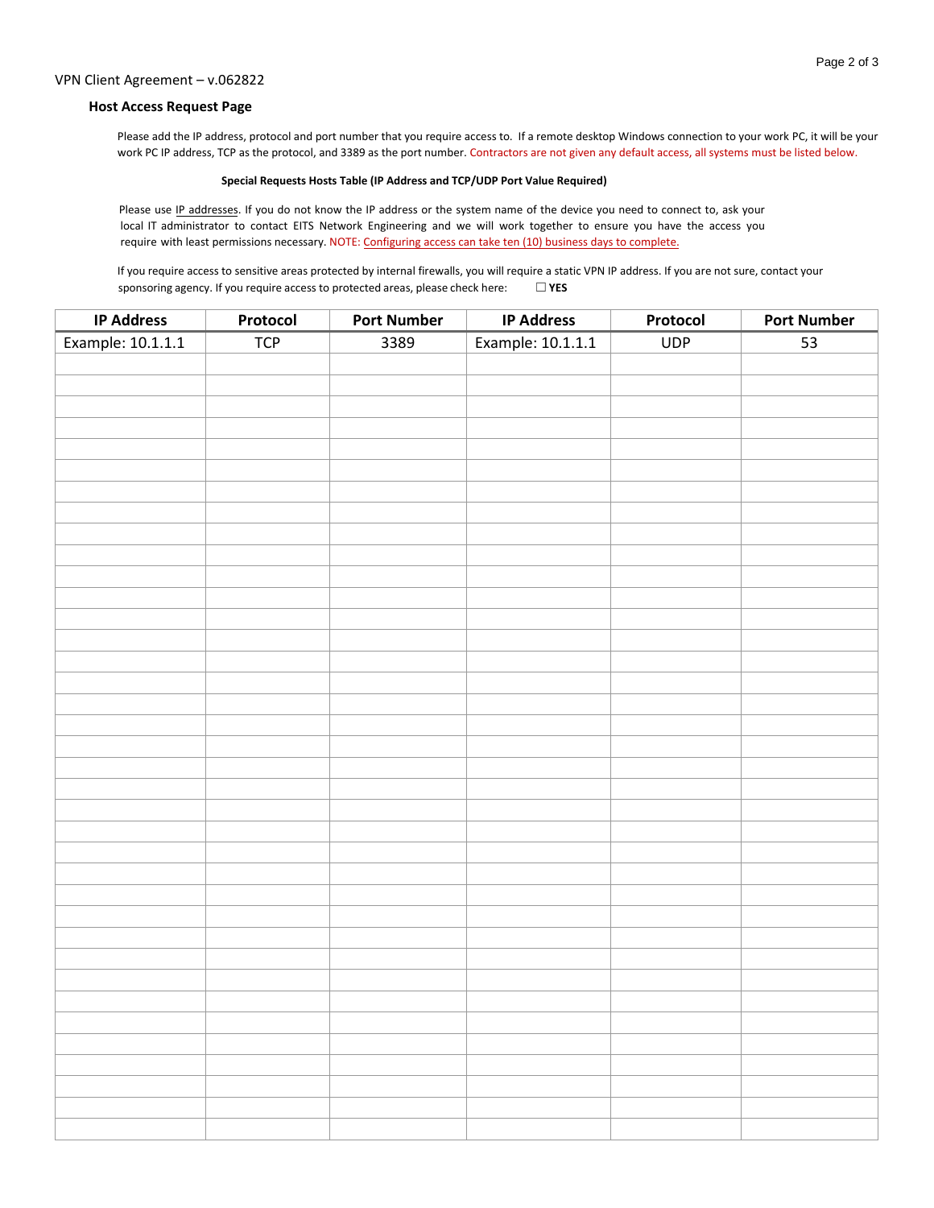## Host Access Request Page

Please add the IP address, protocol and port number that you require access to. If a remote desktop Windows connection to your work PC, it will be your work PC IP address, TCP as the protocol, and 3389 as the port number. Contractors are not given any default access, all systems must be listed below.

**Special Requests Hosts Table (IP Address and TCP/UDP Port Value Required)**

Please use IP addresses. If you do not know the IP address or the system name of the device you need to connect to, ask your local IT administrator to contact EITS Network Engineering and we will work together to ensure you have the access you require with least permissions necessary. NOTE: Configuring access can take ten (10) business days to complete.

If you require access to sensitive areas protected by internal firewalls, you will require a static VPN IP address. If you are not sure, contact your sponsoring agency. If you require access to protected areas, please check here: ☐ **YES**

| IP Address | Protocol | Port Number | IP Address | Protocol | Port Number |
|---|---|---|---|---|---|
| Example: 10.1.1.1 | TCP | 3389 | Example: 10.1.1.1 | UDP | 53 |
| | | | | | |
| | | | | | |
| | | | | | |
| | | | | | |
| | | | | | |
| | | | | | |
| | | | | | |
| | | | | | |
| | | | | | |
| | | | | | |
| | | | | | |
| | | | | | |
| | | | | | |
| | | | | | |
| | | | | | |
| | | | | | |
| | | | | | |
| | | | | | |
| | | | | | |
| | | | | | |
| | | | | | |
| | | | | | |
| | | | | | |
| | | | | | |
| | | | | | |
| | | | | | |
| | | | | | |
| | | | | | |
| | | | | | |
| | | | | | |
| | | | | | |
| | | | | | |
| | | | | | |
| | | | | | |
| | | | | | |
| | | | | | |
| | | | | | |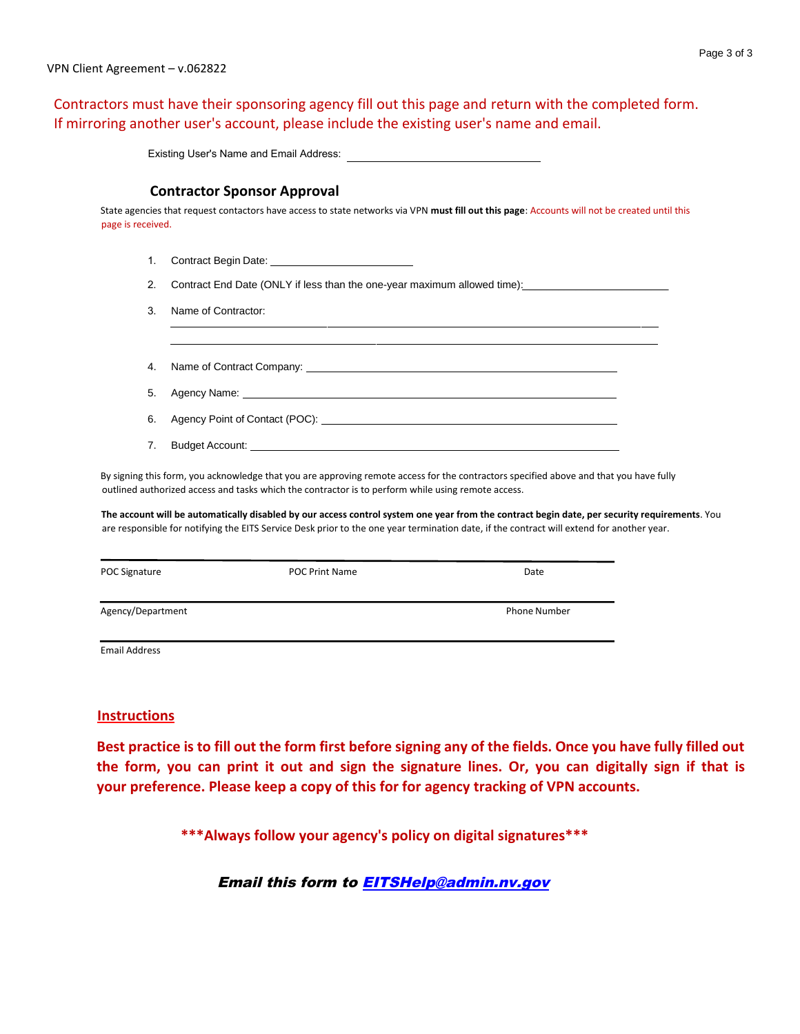Contractors must have their sponsoring agency fill out this page and return with the completed form. If mirroring another user's account, please include the existing user's name and email.

Existing User's Name and Email Address: ______________________________

## Contractor Sponsor Approval

State agencies that request contactors have access to state networks via VPN **must fill out this page**: Accounts will not be created until this page is received.

1. Contract Begin Date: ______________________
2. Contract End Date (ONLY if less than the one-year maximum allowed time): ______________________
3. Name of Contractor:
   ______________________________________________________________
   ______________________________________________________________
4. Name of Contract Company: ______________________________________________
5. Agency Name: ______________________________________________
6. Agency Point of Contact (POC): ______________________________________________
7. Budget Account: ______________________________________________

By signing this form, you acknowledge that you are approving remote access for the contractors specified above and that you have fully outlined authorized access and tasks which the contractor is to perform while using remote access.

**The account will be automatically disabled by our access control system one year from the date the contract begin date, per security requirements**. You are responsible for notifying the EITS Service Desk prior to the one year termination date, if the contract will extend for another year.

______________________________________________________________

POC Signature | POC Print Name | Date

______________________________________________________________

Agency/Department | Phone Number

______________________________________________________________

Email Address

## Instructions

**Best practice is to fill out the form first before signing any of the fields. Once you have fully filled out the form, you can print it out and sign the signature lines. Or, you can digitally sign if that is your preference. Please keep a copy of this for for agency tracking of VPN accounts.**

**\*\*\*Always follow your agency's policy on digital signatures\*\*\***

***Email this form to EITSHelp@admin.nv.gov***